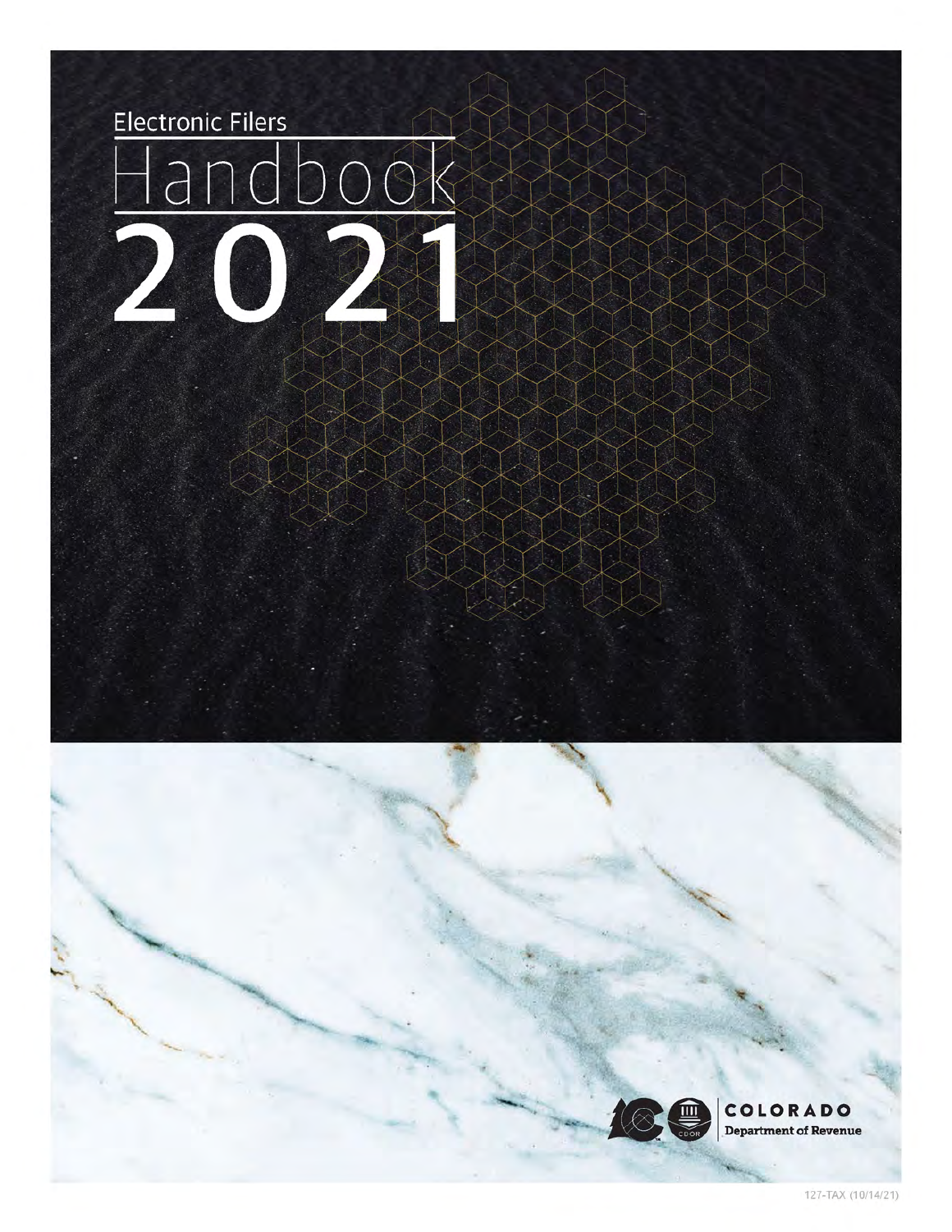# Electronic Filers Handbook 2021

COLORADO
Department of Revenue

127-TAX (10/14/21)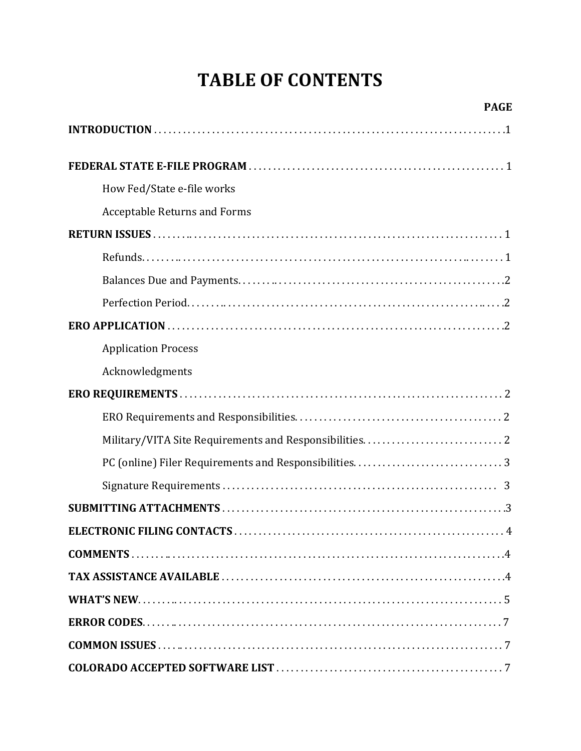# TABLE OF CONTENTS

| | PAGE |
|---|---|
| **INTRODUCTION** | 1 |
| **FEDERAL STATE E-FILE PROGRAM** | 1 |
| How Fed/State e-file works | |
| Acceptable Returns and Forms | |
| **RETURN ISSUES** | 1 |
| Refunds | 1 |
| Balances Due and Payments | 2 |
| Perfection Period | 2 |
| **ERO APPLICATION** | 2 |
| Application Process | |
| Acknowledgments | |
| **ERO REQUIREMENTS** | 2 |
| ERO Requirements and Responsibilities | 2 |
| Military/VITA Site Requirements and Responsibilities | 2 |
| PC (online) Filer Requirements and Responsibilities | 3 |
| Signature Requirements | 3 |
| **SUBMITTING ATTACHMENTS** | 3 |
| **ELECTRONIC FILING CONTACTS** | 4 |
| **COMMENTS** | 4 |
| **TAX ASSISTANCE AVAILABLE** | 4 |
| **WHAT'S NEW** | 5 |
| **ERROR CODES** | 7 |
| **COMMON ISSUES** | 7 |
| **COLORADO ACCEPTED SOFTWARE LIST** | 7 |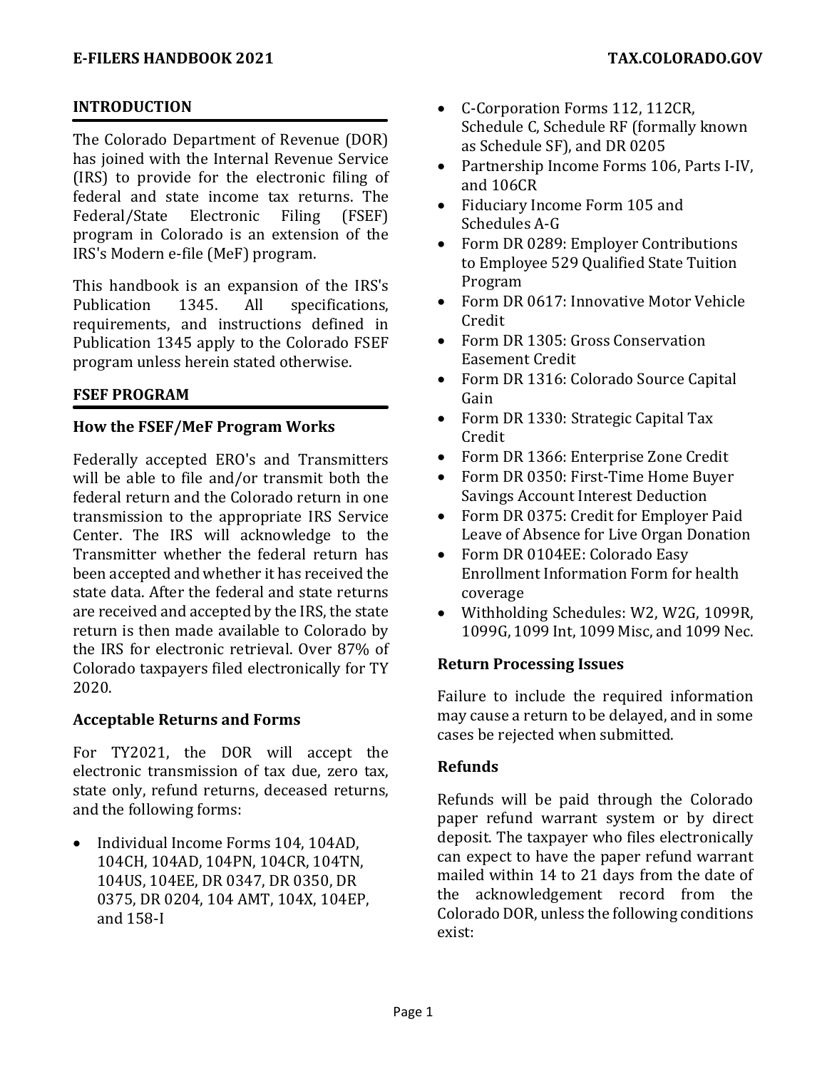## INTRODUCTION

The Colorado Department of Revenue (DOR) has joined with the Internal Revenue Service (IRS) to provide for the electronic filing of federal and state income tax returns. The Federal/State Electronic Filing (FSEF) program in Colorado is an extension of the IRS's Modern e-file (MeF) program.

This handbook is an expansion of the IRS's Publication 1345. All specifications, requirements, and instructions defined in Publication 1345 apply to the Colorado FSEF program unless herein stated otherwise.

## FSEF PROGRAM

### How the FSEF/MeF Program Works

Federally accepted ERO's and Transmitters will be able to file and/or transmit both the federal return and the Colorado return in one transmission to the appropriate IRS Service Center. The IRS will acknowledge to the Transmitter whether the federal return has been accepted and whether it has received the state data. After the federal and state returns are received and accepted by the IRS, the state return is then made available to Colorado by the IRS for electronic retrieval. Over 87% of Colorado taxpayers filed electronically for TY 2020.

### Acceptable Returns and Forms

For TY2021, the DOR will accept the electronic transmission of tax due, zero tax, state only, refund returns, deceased returns, and the following forms:

- Individual Income Forms 104, 104AD, 104CH, 104AD, 104PN, 104CR, 104TN, 104US, 104EE, DR 0347, DR 0350, DR 0375, DR 0204, 104 AMT, 104X, 104EP, and 158-I
- C-Corporation Forms 112, 112CR, Schedule C, Schedule RF (formally known as Schedule SF), and DR 0205
- Partnership Income Forms 106, Parts I-IV, and 106CR
- Fiduciary Income Form 105 and Schedules A-G
- Form DR 0289: Employer Contributions to Employee 529 Qualified State Tuition Program
- Form DR 0617: Innovative Motor Vehicle Credit
- Form DR 1305: Gross Conservation Easement Credit
- Form DR 1316: Colorado Source Capital Gain
- Form DR 1330: Strategic Capital Tax Credit
- Form DR 1366: Enterprise Zone Credit
- Form DR 0350: First-Time Home Buyer Savings Account Interest Deduction
- Form DR 0375: Credit for Employer Paid Leave of Absence for Live Organ Donation
- Form DR 0104EE: Colorado Easy Enrollment Information Form for health coverage
- Withholding Schedules: W2, W2G, 1099R, 1099G, 1099 Int, 1099 Misc, and 1099 Nec.

### Return Processing Issues

Failure to include the required information may cause a return to be delayed, and in some cases be rejected when submitted.

### Refunds

Refunds will be paid through the Colorado paper refund warrant system or by direct deposit. The taxpayer who files electronically can expect to have the paper refund warrant mailed within 14 to 21 days from the date of the acknowledgement record from the Colorado DOR, unless the following conditions exist: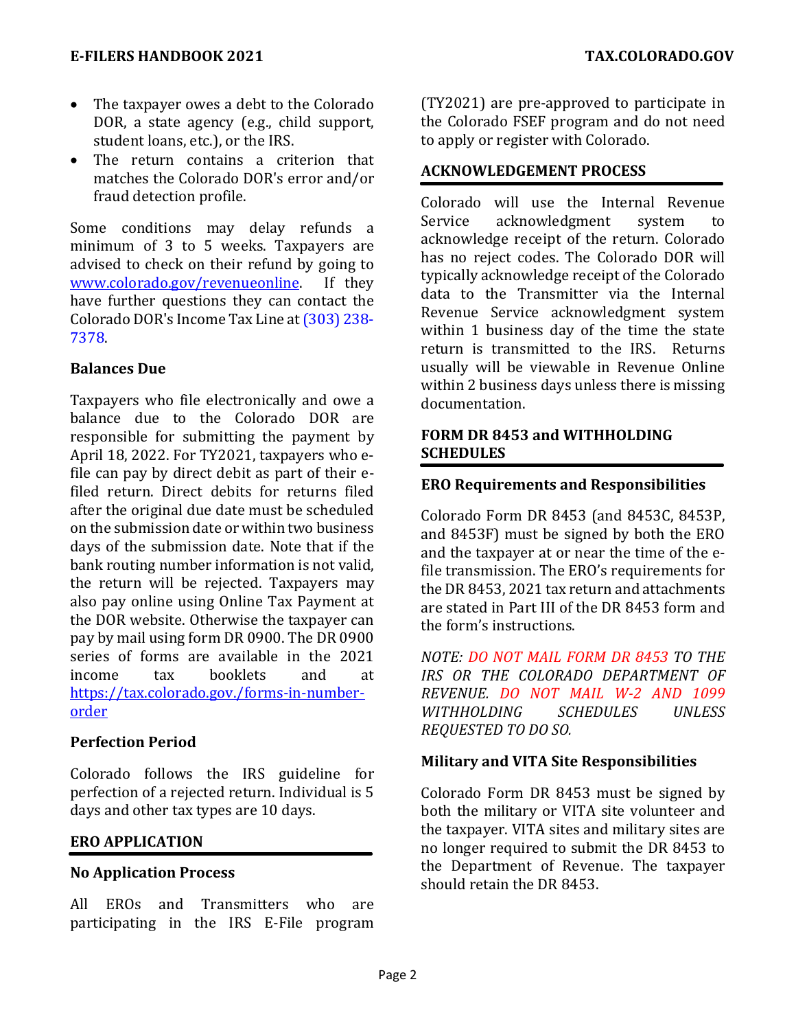- The taxpayer owes a debt to the Colorado DOR, a state agency (e.g., child support, student loans, etc.), or the IRS.
- The return contains a criterion that matches the Colorado DOR's error and/or fraud detection profile.

Some conditions may delay refunds a minimum of 3 to 5 weeks. Taxpayers are advised to check on their refund by going to [www.colorado.gov/revenueonline](www.colorado.gov/revenueonline). If they have further questions they can contact the Colorado DOR's Income Tax Line at (303) 238-7378.

### Balances Due

Taxpayers who file electronically and owe a balance due to the Colorado DOR are responsible for submitting the payment by April 18, 2022. For TY2021, taxpayers who e-file can pay by direct debit as part of their e-filed return. Direct debits for returns filed after the original due date must be scheduled on the submission date or within two business days of the submission date. Note that if the bank routing number information is not valid, the return will be rejected. Taxpayers may also pay online using Online Tax Payment at the DOR website. Otherwise the taxpayer can pay by mail using form DR 0900. The DR 0900 series of forms are available in the 2021 income tax booklets and at [https://tax.colorado.gov./forms-in-number-order](https://tax.colorado.gov./forms-in-number-order)

### Perfection Period

Colorado follows the IRS guideline for perfection of a rejected return. Individual is 5 days and other tax types are 10 days.

## ERO APPLICATION

### No Application Process

All EROs and Transmitters who are participating in the IRS E-File program (TY2021) are pre-approved to participate in the Colorado FSEF program and do not need to apply or register with Colorado.

## ACKNOWLEDGEMENT PROCESS

Colorado will use the Internal Revenue Service acknowledgment system to acknowledge receipt of the return. Colorado has no reject codes. The Colorado DOR will typically acknowledge receipt of the Colorado data to the Transmitter via the Internal Revenue Service acknowledgment system within 1 business day of the time the state return is transmitted to the IRS. Returns usually will be viewable in Revenue Online within 2 business days unless there is missing documentation.

## FORM DR 8453 and WITHHOLDING SCHEDULES

### ERO Requirements and Responsibilities

Colorado Form DR 8453 (and 8453C, 8453P, and 8453F) must be signed by both the ERO and the taxpayer at or near the time of the e-file transmission. The ERO's requirements for the DR 8453, 2021 tax return and attachments are stated in Part III of the DR 8453 form and the form's instructions.

*NOTE: DO NOT MAIL FORM DR 8453 TO THE IRS OR THE COLORADO DEPARTMENT OF REVENUE. DO NOT MAIL W-2 AND 1099 WITHHOLDING SCHEDULES UNLESS REQUESTED TO DO SO.*

### Military and VITA Site Responsibilities

Colorado Form DR 8453 must be signed by both the military or VITA site volunteer and the taxpayer. VITA sites and military sites are no longer required to submit the DR 8453 to the Department of Revenue. The taxpayer should retain the DR 8453.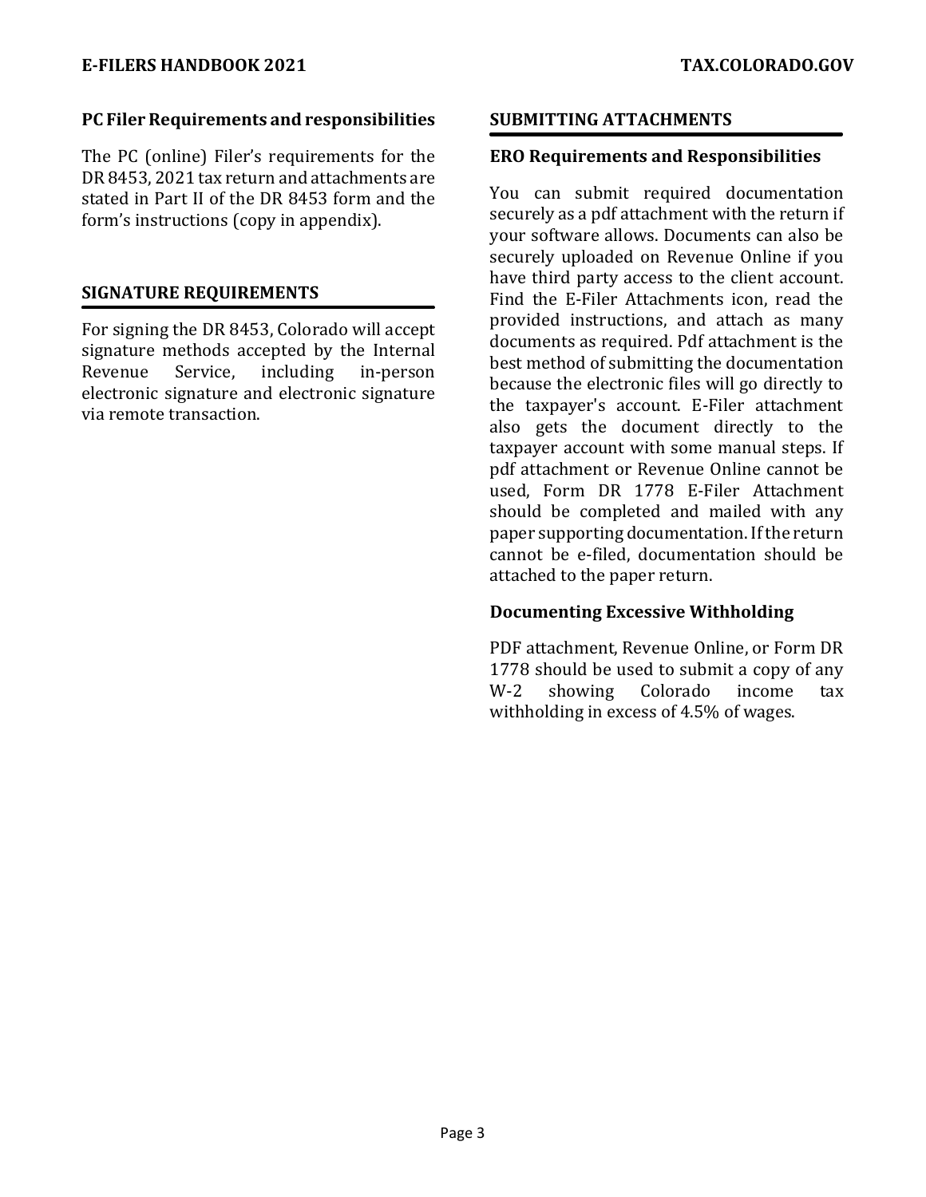### PC Filer Requirements and responsibilities

The PC (online) Filer's requirements for the DR 8453, 2021 tax return and attachments are stated in Part II of the DR 8453 form and the form's instructions (copy in appendix).

## SIGNATURE REQUIREMENTS

For signing the DR 8453, Colorado will accept signature methods accepted by the Internal Revenue Service, including in-person electronic signature and electronic signature via remote transaction.

## SUBMITTING ATTACHMENTS

### ERO Requirements and Responsibilities

You can submit required documentation securely as a pdf attachment with the return if your software allows. Documents can also be securely uploaded on Revenue Online if you have third party access to the client account. Find the E-Filer Attachments icon, read the provided instructions, and attach as many documents as required. Pdf attachment is the best method of submitting the documentation because the electronic files will go directly to the taxpayer's account. E-Filer attachment also gets the document directly to the taxpayer account with some manual steps. If pdf attachment or Revenue Online cannot be used, Form DR 1778 E-Filer Attachment should be completed and mailed with any paper supporting documentation. If the return cannot be e-filed, documentation should be attached to the paper return.

### Documenting Excessive Withholding

PDF attachment, Revenue Online, or Form DR 1778 should be used to submit a copy of any W-2 showing Colorado income tax withholding in excess of 4.5% of wages.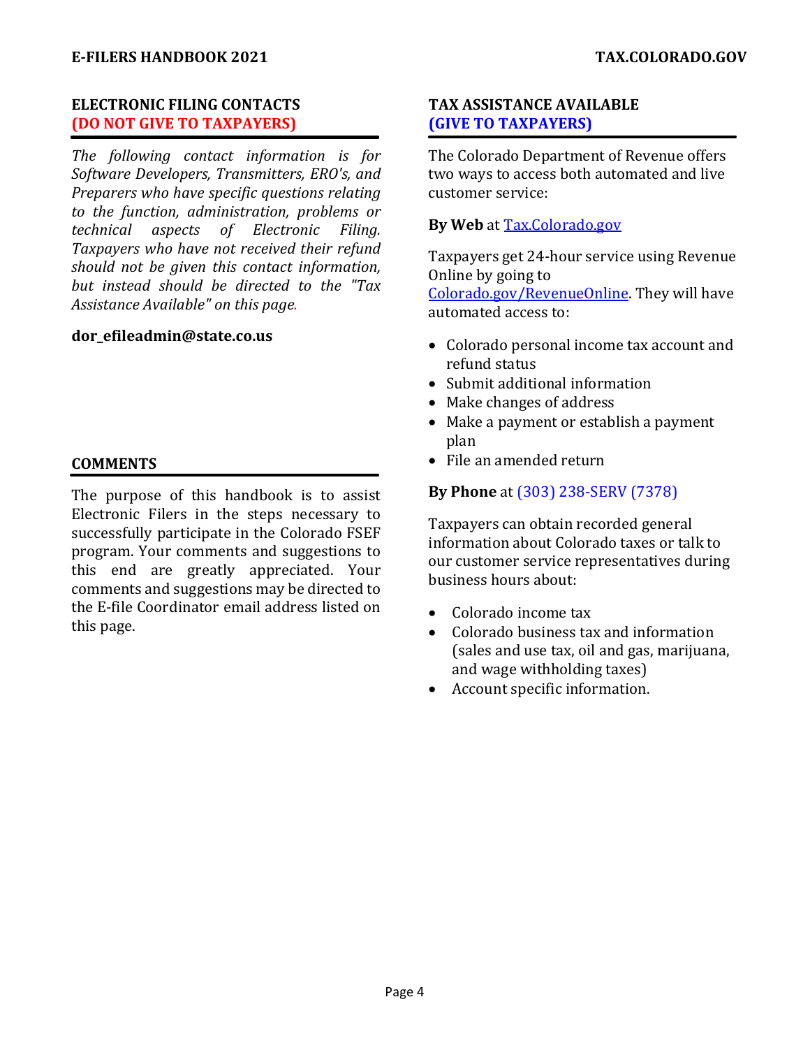## ELECTRONIC FILING CONTACTS
## (DO NOT GIVE TO TAXPAYERS)

*The following contact information is for Software Developers, Transmitters, ERO's, and Preparers who have specific questions relating to the function, administration, problems or technical aspects of Electronic Filing. Taxpayers who have not received their refund should not be given this contact information, but instead should be directed to the "Tax Assistance Available" on this page.*

**dor_efileadmin@state.co.us**

## COMMENTS

The purpose of this handbook is to assist Electronic Filers in the steps necessary to successfully participate in the Colorado FSEF program. Your comments and suggestions to this end are greatly appreciated. Your comments and suggestions may be directed to the E-file Coordinator email address listed on this page.

## TAX ASSISTANCE AVAILABLE
## (GIVE TO TAXPAYERS)

The Colorado Department of Revenue offers two ways to access both automated and live customer service:

**By Web** at Tax.Colorado.gov

Taxpayers get 24-hour service using Revenue Online by going to Colorado.gov/RevenueOnline. They will have automated access to:

- Colorado personal income tax account and refund status
- Submit additional information
- Make changes of address
- Make a payment or establish a payment plan
- File an amended return

**By Phone** at (303) 238-SERV (7378)

Taxpayers can obtain recorded general information about Colorado taxes or talk to our customer service representatives during business hours about:

- Colorado income tax
- Colorado business tax and information (sales and use tax, oil and gas, marijuana, and wage withholding taxes)
- Account specific information.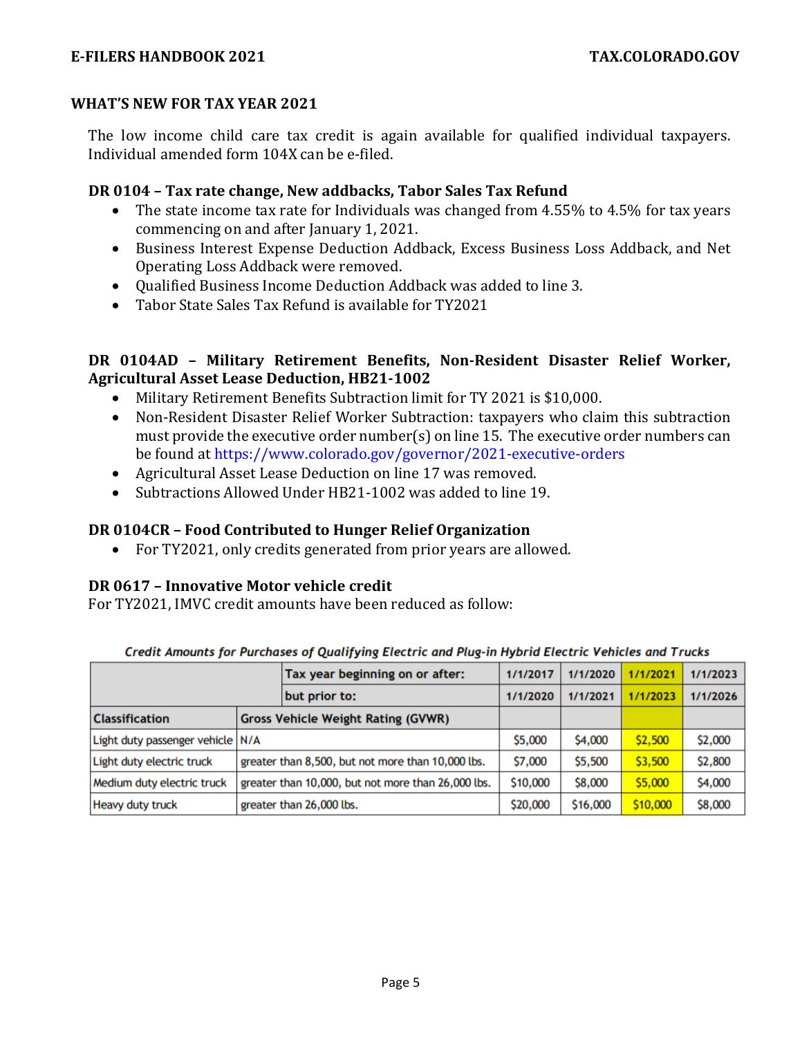## WHAT'S NEW FOR TAX YEAR 2021

The low income child care tax credit is again available for qualified individual taxpayers. Individual amended form 104X can be e-filed.

### DR 0104 – Tax rate change, New addbacks, Tabor Sales Tax Refund

- The state income tax rate for Individuals was changed from 4.55% to 4.5% for tax years commencing on and after January 1, 2021.
- Business Interest Expense Deduction Addback, Excess Business Loss Addback, and Net Operating Loss Addback were removed.
- Qualified Business Income Deduction Addback was added to line 3.
- Tabor State Sales Tax Refund is available for TY2021

### DR 0104AD – Military Retirement Benefits, Non-Resident Disaster Relief Worker, Agricultural Asset Lease Deduction, HB21-1002

- Military Retirement Benefits Subtraction limit for TY 2021 is $10,000.
- Non-Resident Disaster Relief Worker Subtraction: taxpayers who claim this subtraction must provide the executive order number(s) on line 15. The executive order numbers can be found at https://www.colorado.gov/governor/2021-executive-orders
- Agricultural Asset Lease Deduction on line 17 was removed.
- Subtractions Allowed Under HB21-1002 was added to line 19.

### DR 0104CR – Food Contributed to Hunger Relief Organization

- For TY2021, only credits generated from prior years are allowed.

### DR 0617 – Innovative Motor vehicle credit

For TY2021, IMVC credit amounts have been reduced as follow:

*Credit Amounts for Purchases of Qualifying Electric and Plug-in Hybrid Electric Vehicles and Trucks*

| | Tax year beginning on or after: | 1/1/2017 | 1/1/2020 | 1/1/2021 | 1/1/2023 |
|---|---|---|---|---|---|
| | but prior to: | 1/1/2020 | 1/1/2021 | 1/1/2023 | 1/1/2026 |
| Classification | Gross Vehicle Weight Rating (GVWR) | | | | |
| Light duty passenger vehicle | N/A | $5,000 | $4,000 | $2,500 | $2,000 |
| Light duty electric truck | greater than 8,500, but not more than 10,000 lbs. | $7,000 | $5,500 | $3,500 | $2,800 |
| Medium duty electric truck | greater than 10,000, but not more than 26,000 lbs. | $10,000 | $8,000 | $5,000 | $4,000 |
| Heavy duty truck | greater than 26,000 lbs. | $20,000 | $16,000 | $10,000 | $8,000 |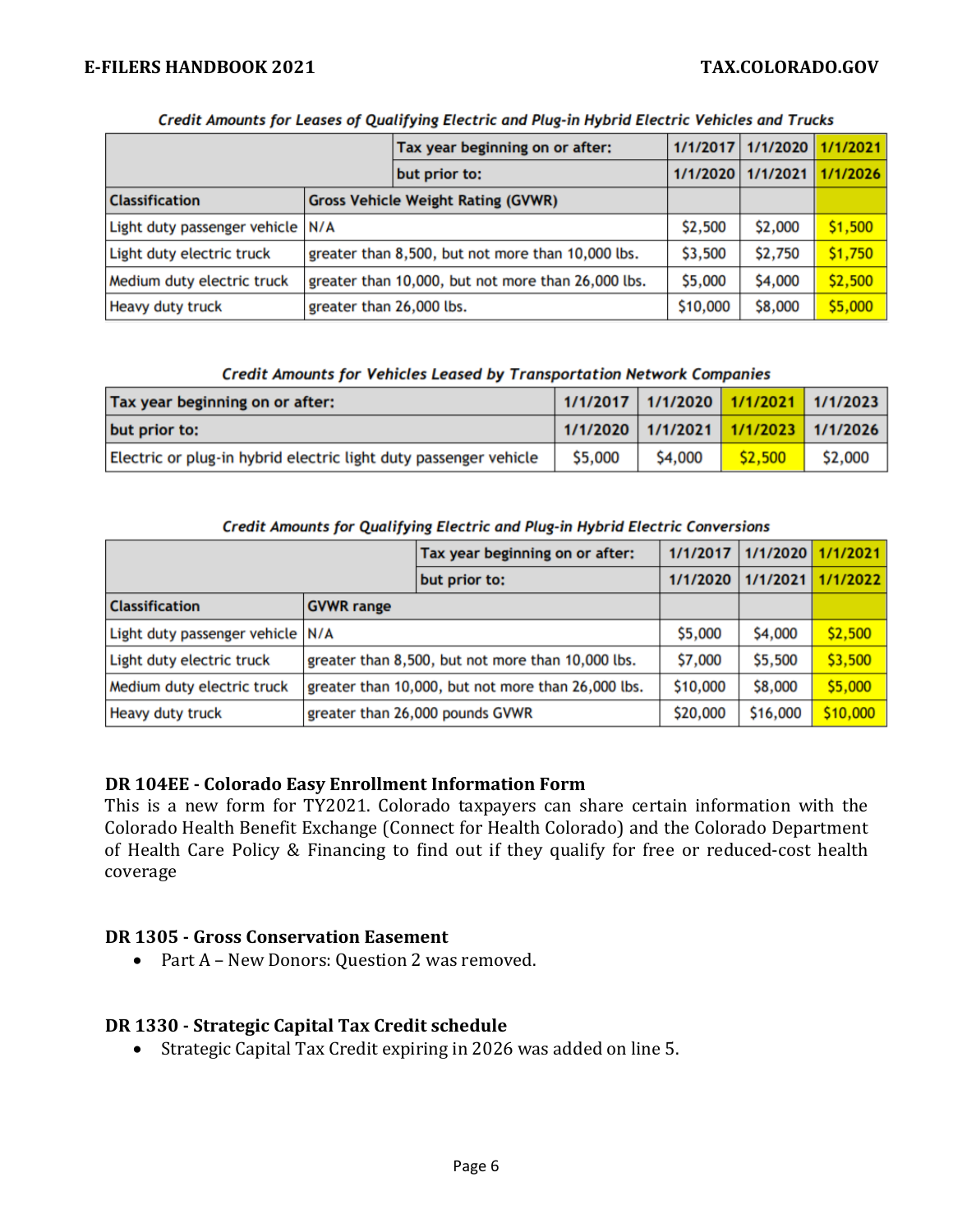***Credit Amounts for Leases of Qualifying Electric and Plug-in Hybrid Electric Vehicles and Trucks***

| | Tax year beginning on or after: | 1/1/2017 | 1/1/2020 | 1/1/2021 |
|---|---|---|---|---|
| | but prior to: | 1/1/2020 | 1/1/2021 | 1/1/2026 |
| **Classification** | **Gross Vehicle Weight Rating (GVWR)** | | | |
| Light duty passenger vehicle | N/A | $2,500 | $2,000 | $1,500 |
| Light duty electric truck | greater than 8,500, but not more than 10,000 lbs. | $3,500 | $2,750 | $1,750 |
| Medium duty electric truck | greater than 10,000, but not more than 26,000 lbs. | $5,000 | $4,000 | $2,500 |
| Heavy duty truck | greater than 26,000 lbs. | $10,000 | $8,000 | $5,000 |

***Credit Amounts for Vehicles Leased by Transportation Network Companies***

| **Tax year beginning on or after:** | **1/1/2017** | **1/1/2020** | **1/1/2021** | **1/1/2023** |
|---|---|---|---|---|
| **but prior to:** | **1/1/2020** | **1/1/2021** | **1/1/2023** | **1/1/2026** |
| Electric or plug-in hybrid electric light duty passenger vehicle | $5,000 | $4,000 | $2,500 | $2,000 |

***Credit Amounts for Qualifying Electric and Plug-in Hybrid Electric Conversions***

| | Tax year beginning on or after: | 1/1/2017 | 1/1/2020 | 1/1/2021 |
|---|---|---|---|---|
| | but prior to: | 1/1/2020 | 1/1/2021 | 1/1/2022 |
| **Classification** | **GVWR range** | | | |
| Light duty passenger vehicle | N/A | $5,000 | $4,000 | $2,500 |
| Light duty electric truck | greater than 8,500, but not more than 10,000 lbs. | $7,000 | $5,500 | $3,500 |
| Medium duty electric truck | greater than 10,000, but not more than 26,000 lbs. | $10,000 | $8,000 | $5,000 |
| Heavy duty truck | greater than 26,000 pounds GVWR | $20,000 | $16,000 | $10,000 |

### DR 104EE - Colorado Easy Enrollment Information Form

This is a new form for TY2021. Colorado taxpayers can share certain information with the Colorado Health Benefit Exchange (Connect for Health Colorado) and the Colorado Department of Health Care Policy & Financing to find out if they qualify for free or reduced-cost health coverage

### DR 1305 - Gross Conservation Easement

- Part A – New Donors: Question 2 was removed.

### DR 1330 - Strategic Capital Tax Credit schedule

- Strategic Capital Tax Credit expiring in 2026 was added on line 5.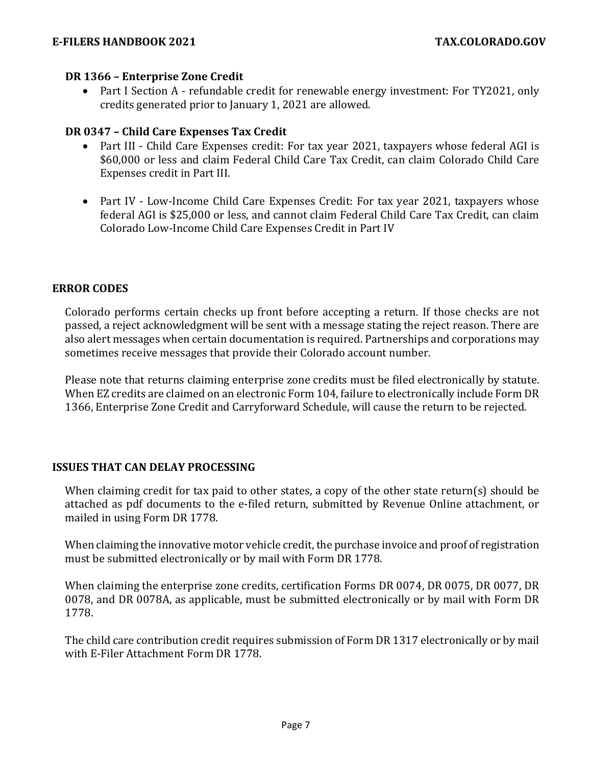### DR 1366 – Enterprise Zone Credit

- Part I Section A - refundable credit for renewable energy investment: For TY2021, only credits generated prior to January 1, 2021 are allowed.

### DR 0347 – Child Care Expenses Tax Credit

- Part III - Child Care Expenses credit: For tax year 2021, taxpayers whose federal AGI is $60,000 or less and claim Federal Child Care Tax Credit, can claim Colorado Child Care Expenses credit in Part III.

- Part IV - Low-Income Child Care Expenses Credit: For tax year 2021, taxpayers whose federal AGI is $25,000 or less, and cannot claim Federal Child Care Tax Credit, can claim Colorado Low-Income Child Care Expenses Credit in Part IV

## ERROR CODES

Colorado performs certain checks up front before accepting a return. If those checks are not passed, a reject acknowledgment will be sent with a message stating the reject reason. There are also alert messages when certain documentation is required. Partnerships and corporations may sometimes receive messages that provide their Colorado account number.

Please note that returns claiming enterprise zone credits must be filed electronically by statute. When EZ credits are claimed on an electronic Form 104, failure to electronically include Form DR 1366, Enterprise Zone Credit and Carryforward Schedule, will cause the return to be rejected.

## ISSUES THAT CAN DELAY PROCESSING

When claiming credit for tax paid to other states, a copy of the other state return(s) should be attached as pdf documents to the e-filed return, submitted by Revenue Online attachment, or mailed in using Form DR 1778.

When claiming the innovative motor vehicle credit, the purchase invoice and proof of registration must be submitted electronically or by mail with Form DR 1778.

When claiming the enterprise zone credits, certification Forms DR 0074, DR 0075, DR 0077, DR 0078, and DR 0078A, as applicable, must be submitted electronically or by mail with Form DR 1778.

The child care contribution credit requires submission of Form DR 1317 electronically or by mail with E-Filer Attachment Form DR 1778.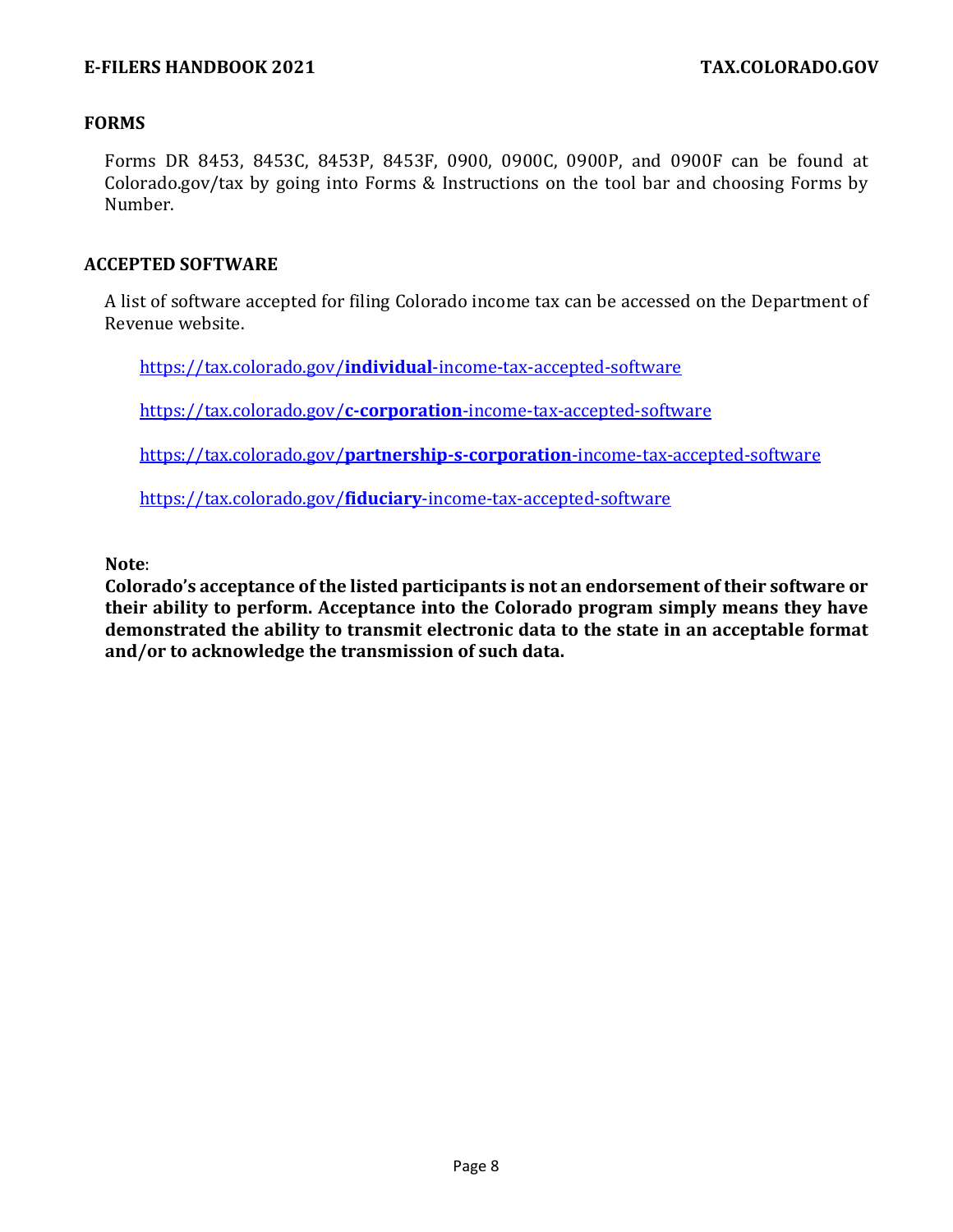## FORMS

Forms DR 8453, 8453C, 8453P, 8453F, 0900, 0900C, 0900P, and 0900F can be found at Colorado.gov/tax by going into Forms & Instructions on the tool bar and choosing Forms by Number.

## ACCEPTED SOFTWARE

A list of software accepted for filing Colorado income tax can be accessed on the Department of Revenue website.

https://tax.colorado.gov/**individual**-income-tax-accepted-software

https://tax.colorado.gov/**c-corporation**-income-tax-accepted-software

https://tax.colorado.gov/**partnership-s-corporation**-income-tax-accepted-software

https://tax.colorado.gov/**fiduciary**-income-tax-accepted-software

**Note**:
**Colorado's acceptance of the listed participants is not an endorsement of their software or their ability to perform. Acceptance into the Colorado program simply means they have demonstrated the ability to transmit electronic data to the state in an acceptable format and/or to acknowledge the transmission of such data.**